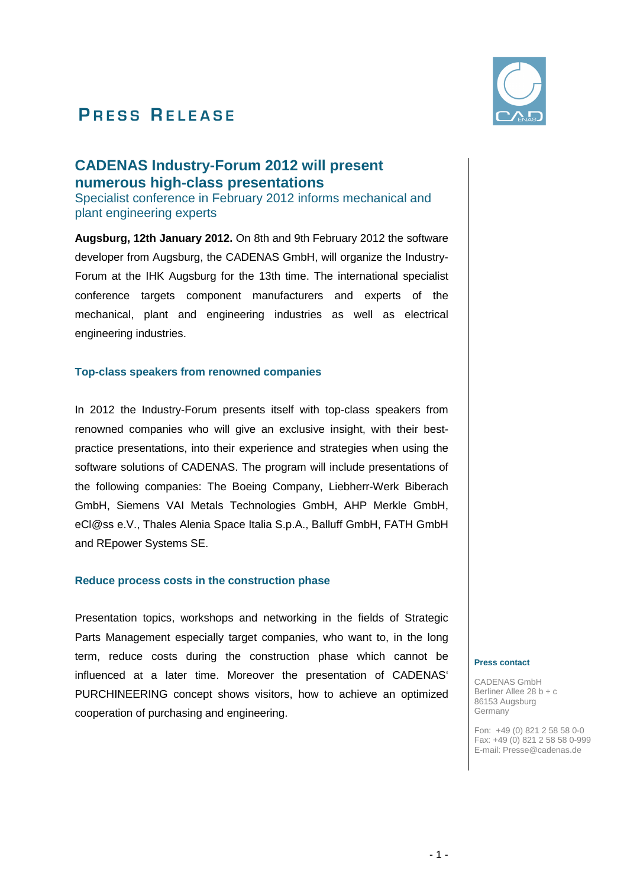# PRESS RELEASE

## CADENAS Industry-Forum 2012 will present numerous high-class presentations

Specialist conference in February 2012 informs mechanical and plant engineering experts

**Augsburg, 12th January 2012.** On 8th and 9th February 2012 the software developer from Augsburg, the CADENAS GmbH, will organize the Industry-Forum at the IHK Augsburg for the 13th time. The international specialist conference targets component manufacturers and experts of the mechanical, plant and engineering industries as well as electrical engineering industries.

### Top-class speakers from renowned companies

In 2012 the Industry-Forum presents itself with top-class speakers from renowned companies who will give an exclusive insight, with their best-practice presentations, into their experience and strategies when using the software solutions of CADENAS. The program will include presentations of the following companies: The Boeing Company, Liebherr-Werk Biberach GmbH, Siemens VAI Metals Technologies GmbH, AHP Merkle GmbH, eCl@ss e.V., Thales Alenia Space Italia S.p.A., Balluff GmbH, FATH GmbH and REpower Systems SE.

### Reduce process costs in the construction phase

Presentation topics, workshops and networking in the fields of Strategic Parts Management especially target companies, who want to, in the long term, reduce costs during the construction phase which cannot be influenced at a later time. Moreover the presentation of CADENAS' PURCHINEERING concept shows visitors, how to achieve an optimized cooperation of purchasing and engineering.

**Press contact**

CADENAS GmbH
Berliner Allee 28 b + c
86153 Augsburg
Germany

Fon: +49 (0) 821 2 58 58 0-0
Fax: +49 (0) 821 2 58 58 0-999
E-mail: Presse@cadenas.de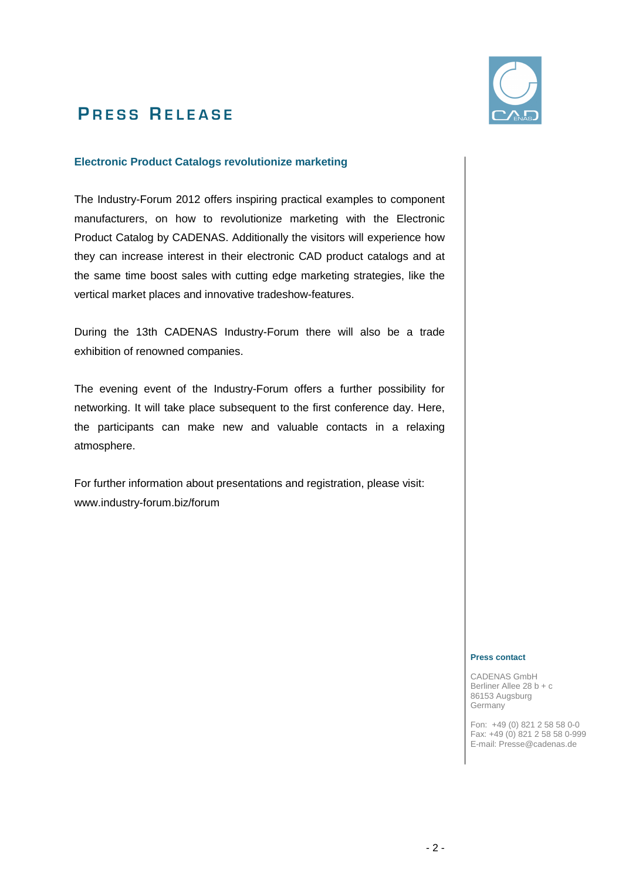# PRESS RELEASE

### Electronic Product Catalogs revolutionize marketing

The Industry-Forum 2012 offers inspiring practical examples to component manufacturers, on how to revolutionize marketing with the Electronic Product Catalog by CADENAS. Additionally the visitors will experience how they can increase interest in their electronic CAD product catalogs and at the same time boost sales with cutting edge marketing strategies, like the vertical market places and innovative tradeshow-features.

During the 13th CADENAS Industry-Forum there will also be a trade exhibition of renowned companies.

The evening event of the Industry-Forum offers a further possibility for networking. It will take place subsequent to the first conference day. Here, the participants can make new and valuable contacts in a relaxing atmosphere.

For further information about presentations and registration, please visit:
www.industry-forum.biz/forum

**Press contact**

CADENAS GmbH
Berliner Allee 28 b + c
86153 Augsburg
Germany

Fon: +49 (0) 821 2 58 58 0-0
Fax: +49 (0) 821 2 58 58 0-999
E-mail: Presse@cadenas.de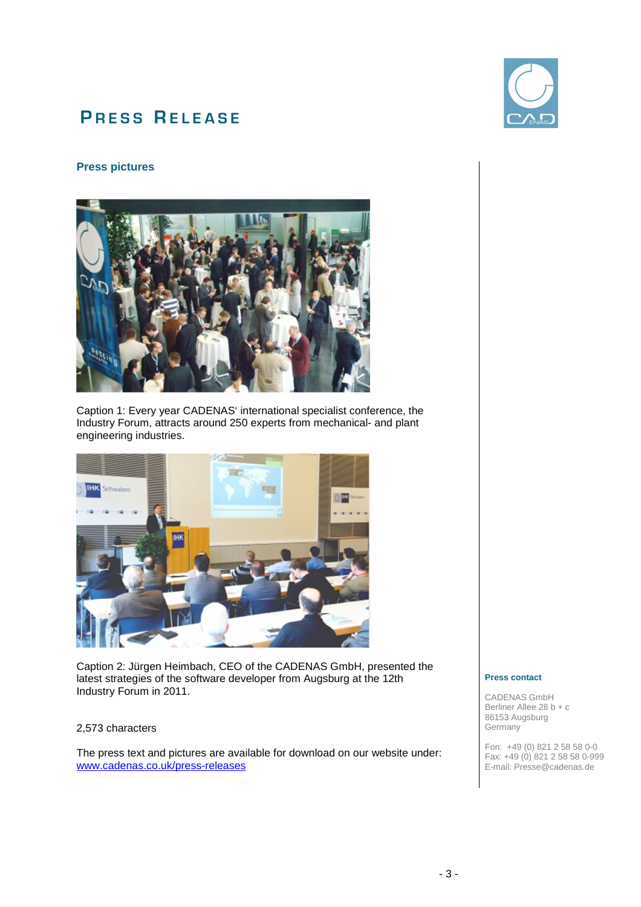# PRESS RELEASE

## Press pictures

Caption 1: Every year CADENAS' international specialist conference, the Industry Forum, attracts around 250 experts from mechanical- and plant engineering industries.

Caption 2: Jürgen Heimbach, CEO of the CADENAS GmbH, presented the latest strategies of the software developer from Augsburg at the 12th Industry Forum in 2011.

2,573 characters

The press text and pictures are available for download on our website under: [www.cadenas.co.uk/press-releases](www.cadenas.co.uk/press-releases)

**Press contact**

CADENAS GmbH
Berliner Allee 28 b + c
86153 Augsburg
Germany

Fon: +49 (0) 821 2 58 58 0-0
Fax: +49 (0) 821 2 58 58 0-999
E-mail: Presse@cadenas.de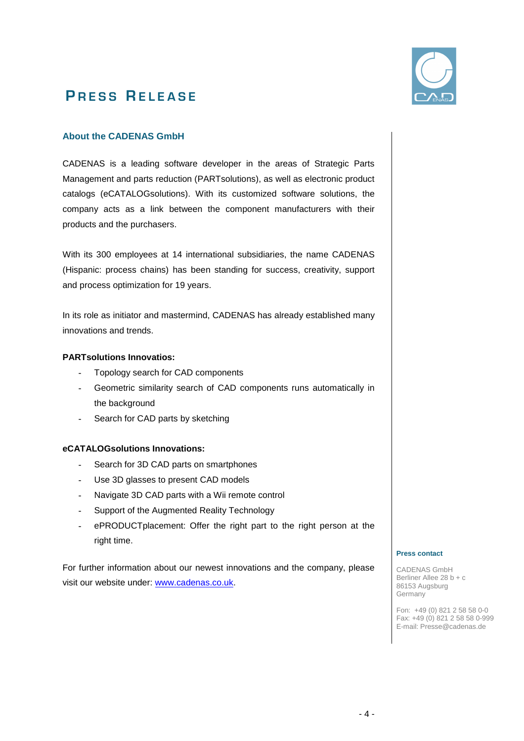# PRESS RELEASE

## About the CADENAS GmbH

CADENAS is a leading software developer in the areas of Strategic Parts Management and parts reduction (PARTsolutions), as well as electronic product catalogs (eCATALOGsolutions). With its customized software solutions, the company acts as a link between the component manufacturers with their products and the purchasers.

With its 300 employees at 14 international subsidiaries, the name CADENAS (Hispanic: process chains) has been standing for success, creativity, support and process optimization for 19 years.

In its role as initiator and mastermind, CADENAS has already established many innovations and trends.

**PARTsolutions Innovatios:**

- Topology search for CAD components
- Geometric similarity search of CAD components runs automatically in the background
- Search for CAD parts by sketching

**eCATALOGsolutions Innovations:**

- Search for 3D CAD parts on smartphones
- Use 3D glasses to present CAD models
- Navigate 3D CAD parts with a Wii remote control
- Support of the Augmented Reality Technology
- ePRODUCTplacement: Offer the right part to the right person at the right time.

For further information about our newest innovations and the company, please visit our website under: [www.cadenas.co.uk](http://www.cadenas.co.uk).

**Press contact**

CADENAS GmbH
Berliner Allee 28 b + c
86153 Augsburg
Germany

Fon: +49 (0) 821 2 58 58 0-0
Fax: +49 (0) 821 2 58 58 0-999
E-mail: Presse@cadenas.de